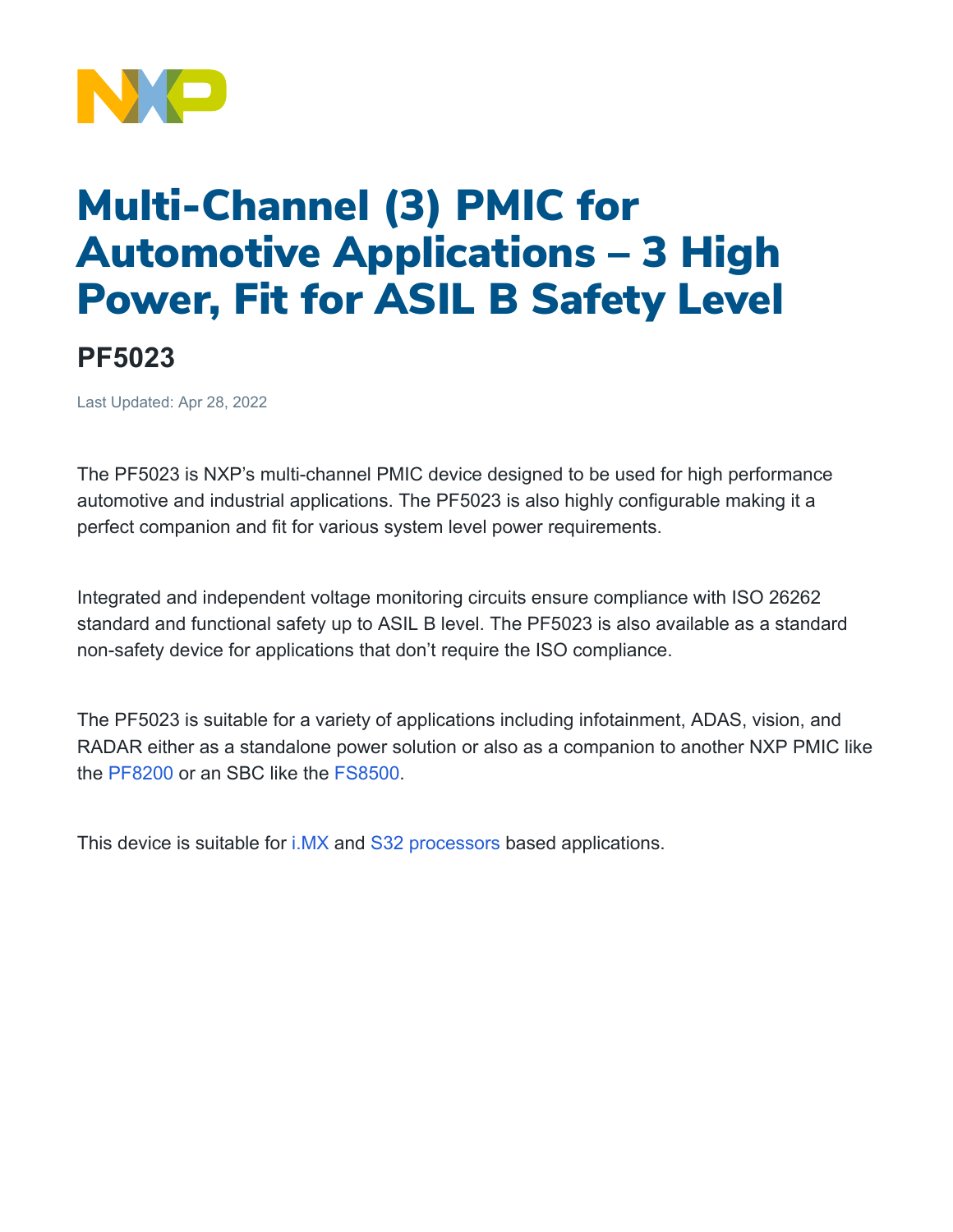# Multi-Channel (3) PMIC for Automotive Applications – 3 High Power, Fit for ASIL B Safety Level

## PF5023

Last Updated: Apr 28, 2022

The PF5023 is NXP's multi-channel PMIC device designed to be used for high performance automotive and industrial applications. The PF5023 is also highly configurable making it a perfect companion and fit for various system level power requirements.

Integrated and independent voltage monitoring circuits ensure compliance with ISO 26262 standard and functional safety up to ASIL B level. The PF5023 is also available as a standard non-safety device for applications that don't require the ISO compliance.

The PF5023 is suitable for a variety of applications including infotainment, ADAS, vision, and RADAR either as a standalone power solution or also as a companion to another NXP PMIC like the PF8200 or an SBC like the FS8500.

This device is suitable for i.MX and S32 processors based applications.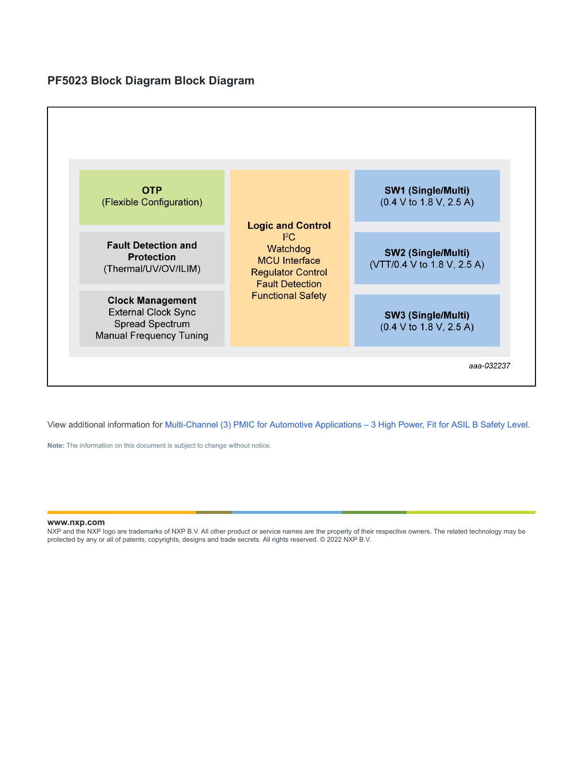## PF5023 Block Diagram Block Diagram

**OTP**
(Flexible Configuration)

**Fault Detection and Protection**
(Thermal/UV/OV/ILIM)

**Clock Management**
External Clock Sync
Spread Spectrum
Manual Frequency Tuning

**Logic and Control**
I²C
Watchdog
MCU Interface
Regulator Control
Fault Detection
Functional Safety

**SW1 (Single/Multi)**
(0.4 V to 1.8 V, 2.5 A)

**SW2 (Single/Multi)**
(VTT/0.4 V to 1.8 V, 2.5 A)

**SW3 (Single/Multi)**
(0.4 V to 1.8 V, 2.5 A)

*aaa-032237*

View additional information for Multi-Channel (3) PMIC for Automotive Applications – 3 High Power, Fit for ASIL B Safety Level.

**Note:** The information on this document is subject to change without notice.

**www.nxp.com**
NXP and the NXP logo are trademarks of NXP B.V. All other product or service names are the property of their respective owners. The related technology may be protected by any or all of patents, copyrights, designs and trade secrets. All rights reserved. © 2022 NXP B.V.